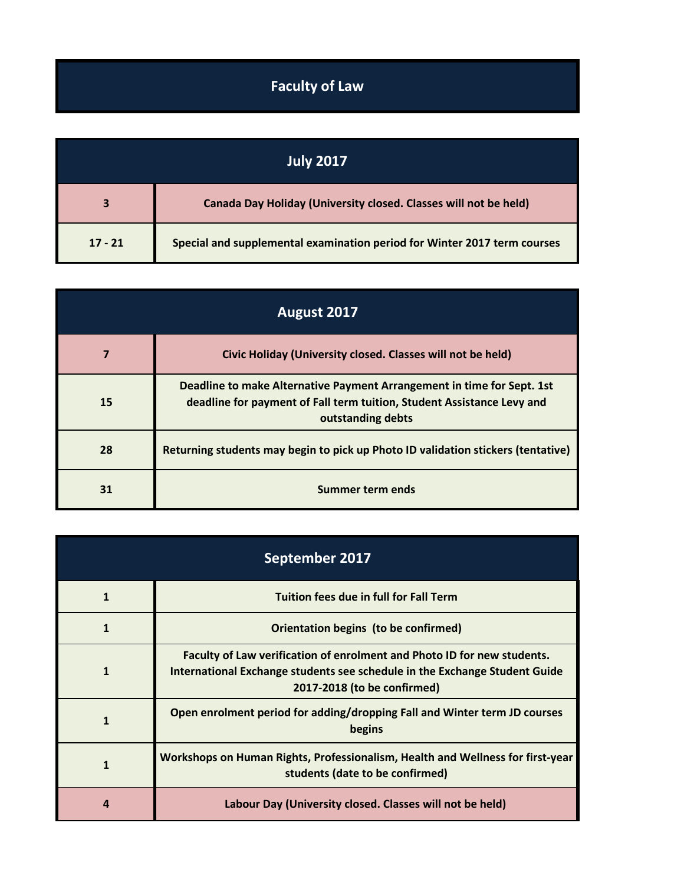# Faculty of Law

| July 2017 | |
|---|---|
| 3 | Canada Day Holiday (University closed. Classes will not be held) |
| 17 - 21 | Special and supplemental examination period for Winter 2017 term courses |

| August 2017 | |
|---|---|
| 7 | Civic Holiday (University closed. Classes will not be held) |
| 15 | Deadline to make Alternative Payment Arrangement in time for Sept. 1st deadline for payment of Fall term tuition, Student Assistance Levy and outstanding debts |
| 28 | Returning students may begin to pick up Photo ID validation stickers (tentative) |
| 31 | Summer term ends |

| September 2017 | |
|---|---|
| 1 | Tuition fees due in full for Fall Term |
| 1 | Orientation begins (to be confirmed) |
| 1 | Faculty of Law verification of enrolment and Photo ID for new students. International Exchange students see schedule in the Exchange Student Guide 2017-2018 (to be confirmed) |
| 1 | Open enrolment period for adding/dropping Fall and Winter term JD courses begins |
| 1 | Workshops on Human Rights, Professionalism, Health and Wellness for first-year students (date to be confirmed) |
| 4 | Labour Day (University closed. Classes will not be held) |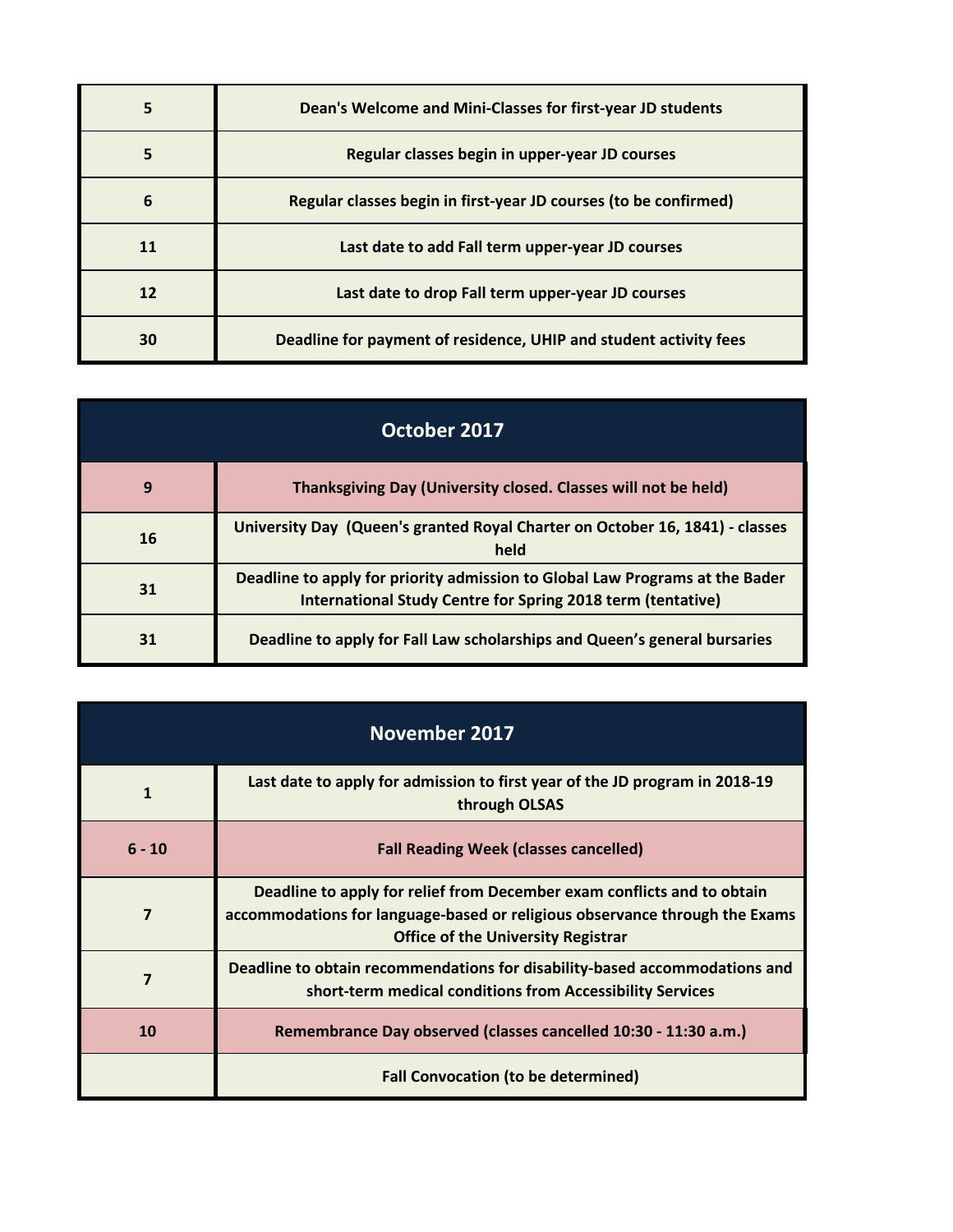| | |
|---|---|
| 5 | Dean's Welcome and Mini-Classes for first-year JD students |
| 5 | Regular classes begin in upper-year JD courses |
| 6 | Regular classes begin in first-year JD courses (to be confirmed) |
| 11 | Last date to add Fall term upper-year JD courses |
| 12 | Last date to drop Fall term upper-year JD courses |
| 30 | Deadline for payment of residence, UHIP and student activity fees |

| October 2017 | |
|---|---|
| 9 | Thanksgiving Day (University closed. Classes will not be held) |
| 16 | University Day (Queen's granted Royal Charter on October 16, 1841) - classes held |
| 31 | Deadline to apply for priority admission to Global Law Programs at the Bader International Study Centre for Spring 2018 term (tentative) |
| 31 | Deadline to apply for Fall Law scholarships and Queen's general bursaries |

| November 2017 | |
|---|---|
| 1 | Last date to apply for admission to first year of the JD program in 2018-19 through OLSAS |
| 6 - 10 | Fall Reading Week (classes cancelled) |
| 7 | Deadline to apply for relief from December exam conflicts and to obtain accommodations for language-based or religious observance through the Exams Office of the University Registrar |
| 7 | Deadline to obtain recommendations for disability-based accommodations and short-term medical conditions from Accessibility Services |
| 10 | Remembrance Day observed (classes cancelled 10:30 - 11:30 a.m.) |
| | Fall Convocation (to be determined) |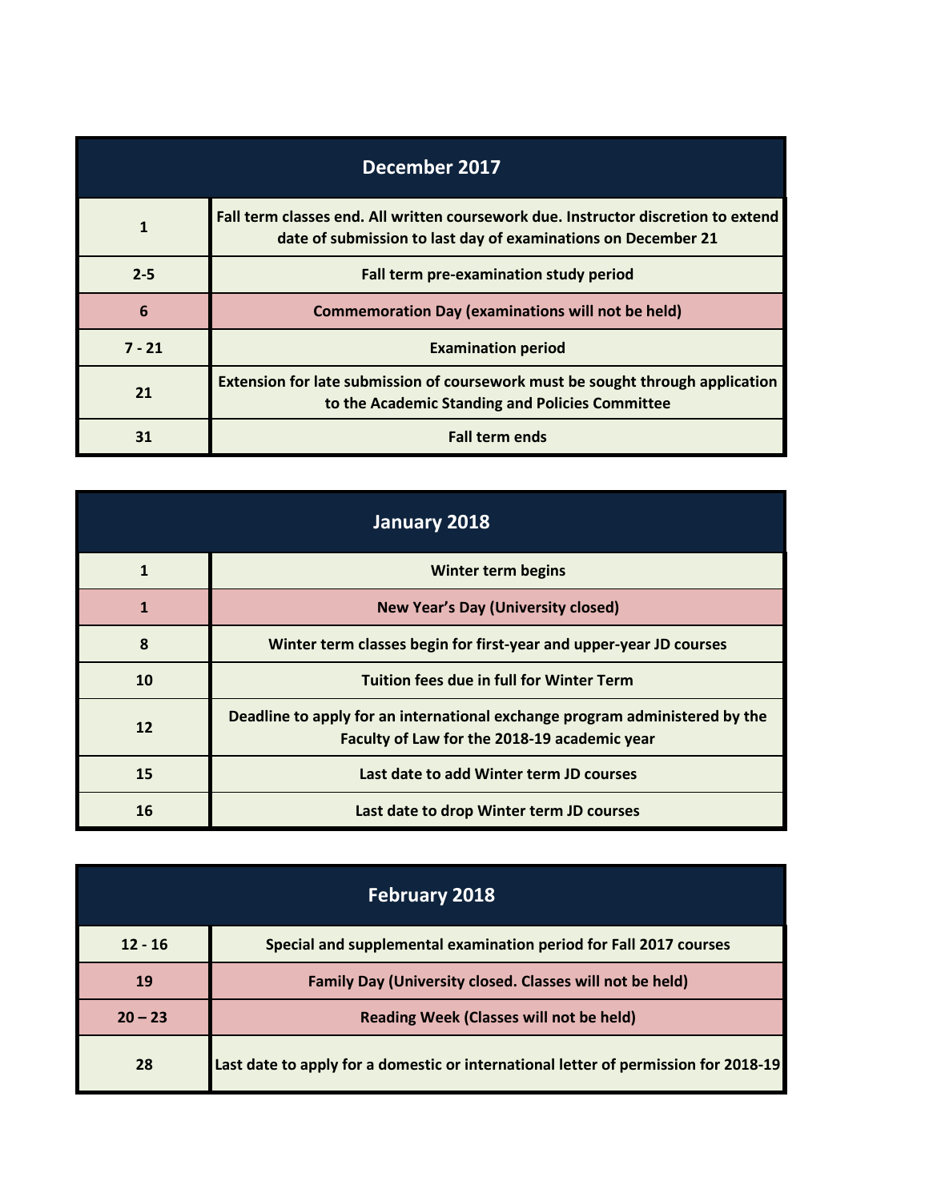| December 2017 | |
|---|---|
| 1 | Fall term classes end. All written coursework due. Instructor discretion to extend date of submission to last day of examinations on December 21 |
| 2-5 | Fall term pre-examination study period |
| 6 | Commemoration Day (examinations will not be held) |
| 7 - 21 | Examination period |
| 21 | Extension for late submission of coursework must be sought through application to the Academic Standing and Policies Committee |
| 31 | Fall term ends |

| January 2018 | |
|---|---|
| 1 | Winter term begins |
| 1 | New Year's Day (University closed) |
| 8 | Winter term classes begin for first-year and upper-year JD courses |
| 10 | Tuition fees due in full for Winter Term |
| 12 | Deadline to apply for an international exchange program administered by the Faculty of Law for the 2018-19 academic year |
| 15 | Last date to add Winter term JD courses |
| 16 | Last date to drop Winter term JD courses |

| February 2018 | |
|---|---|
| 12 - 16 | Special and supplemental examination period for Fall 2017 courses |
| 19 | Family Day (University closed. Classes will not be held) |
| 20 – 23 | Reading Week (Classes will not be held) |
| 28 | Last date to apply for a domestic or international letter of permission for 2018-19 |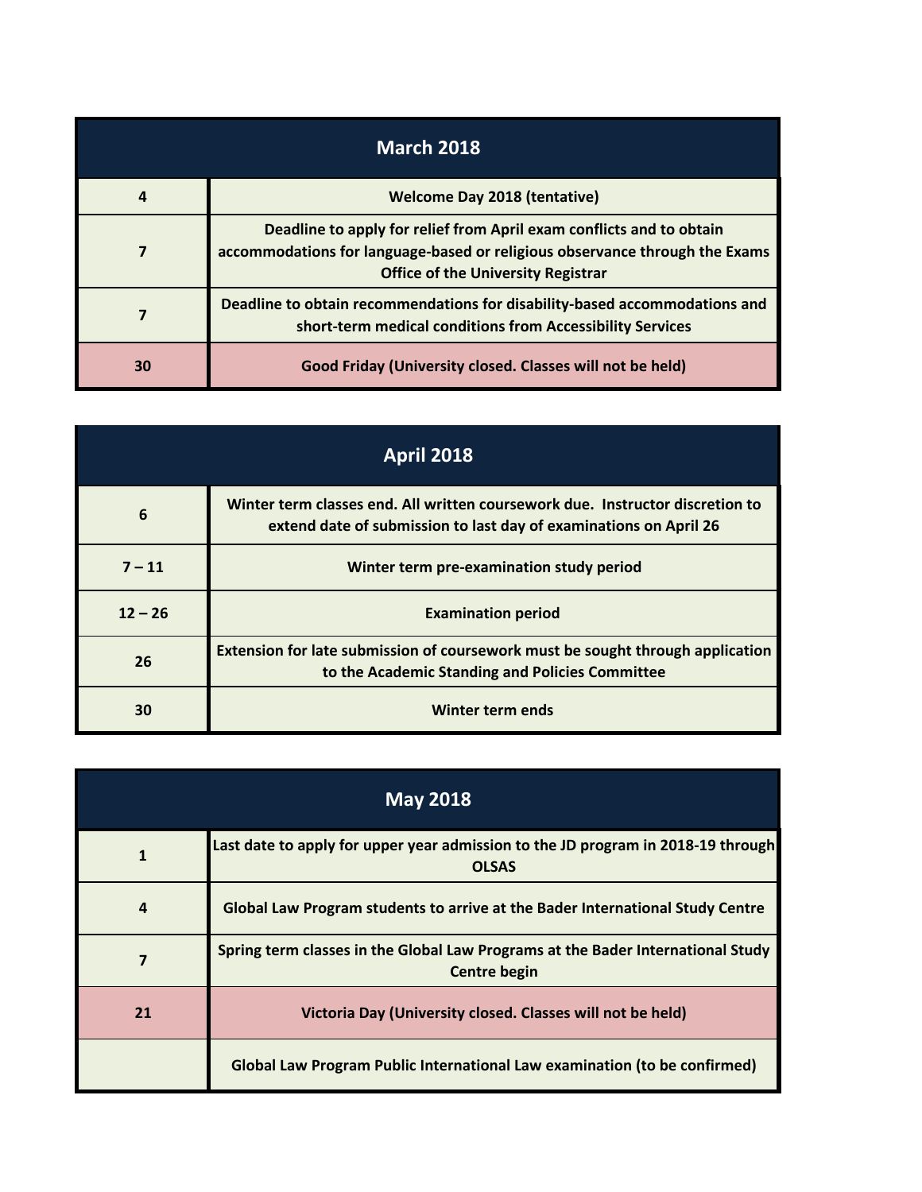| March 2018 | |
|---|---|
| 4 | Welcome Day 2018 (tentative) |
| 7 | Deadline to apply for relief from April exam conflicts and to obtain accommodations for language-based or religious observance through the Exams Office of the University Registrar |
| 7 | Deadline to obtain recommendations for disability-based accommodations and short-term medical conditions from Accessibility Services |
| 30 | Good Friday (University closed. Classes will not be held) |

| April 2018 | |
|---|---|
| 6 | Winter term classes end. All written coursework due. Instructor discretion to extend date of submission to last day of examinations on April 26 |
| 7 – 11 | Winter term pre-examination study period |
| 12 – 26 | Examination period |
| 26 | Extension for late submission of coursework must be sought through application to the Academic Standing and Policies Committee |
| 30 | Winter term ends |

| May 2018 | |
|---|---|
| 1 | Last date to apply for upper year admission to the JD program in 2018-19 through OLSAS |
| 4 | Global Law Program students to arrive at the Bader International Study Centre |
| 7 | Spring term classes in the Global Law Programs at the Bader International Study Centre begin |
| 21 | Victoria Day (University closed. Classes will not be held) |
| | Global Law Program Public International Law examination (to be confirmed) |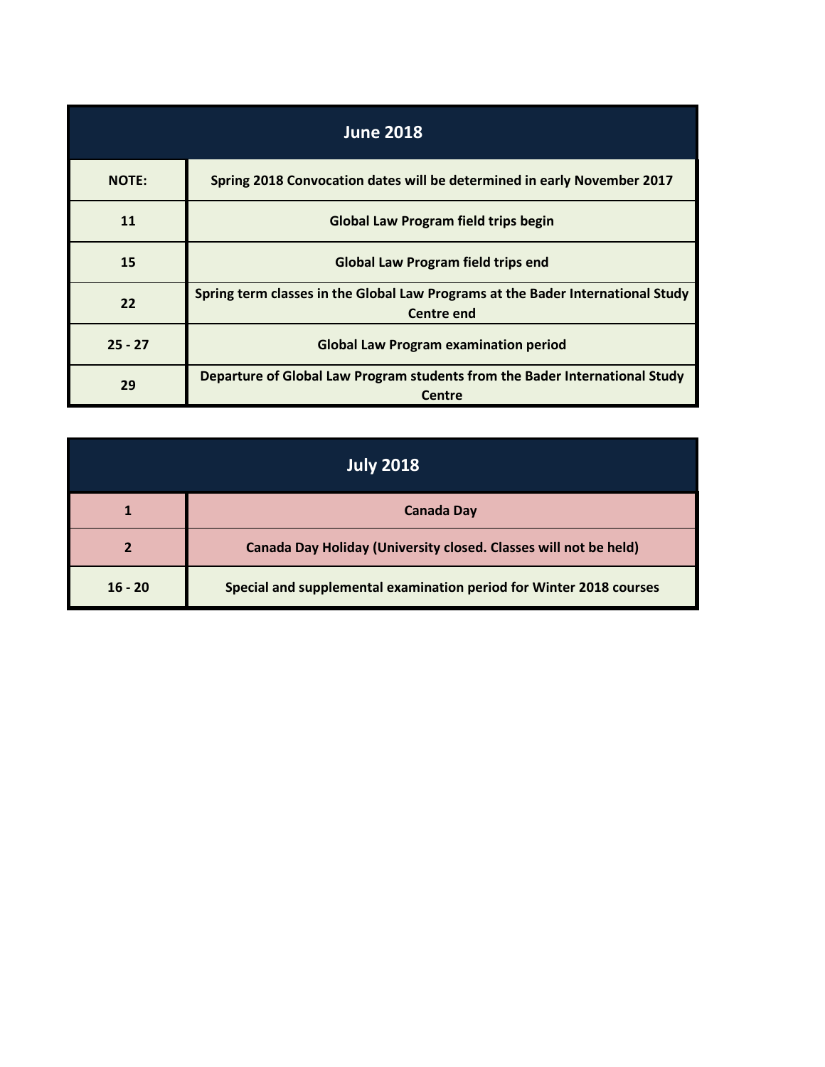| June 2018 | |
| --- | --- |
| **NOTE:** | **Spring 2018 Convocation dates will be determined in early November 2017** |
| **11** | **Global Law Program field trips begin** |
| **15** | **Global Law Program field trips end** |
| **22** | **Spring term classes in the Global Law Programs at the Bader International Study Centre end** |
| **25 - 27** | **Global Law Program examination period** |
| **29** | **Departure of Global Law Program students from the Bader International Study Centre** |

| July 2018 | |
| --- | --- |
| **1** | **Canada Day** |
| **2** | **Canada Day Holiday (University closed. Classes will not be held)** |
| **16 - 20** | **Special and supplemental examination period for Winter 2018 courses** |